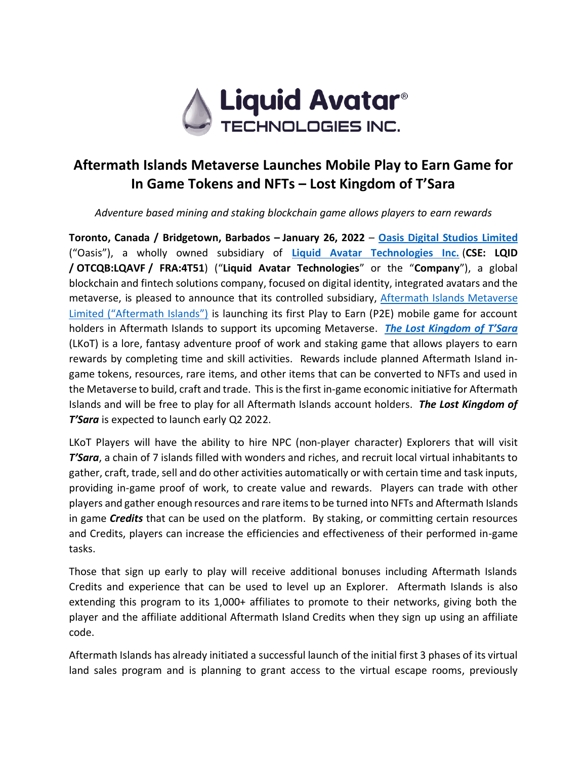Liquid Avatar® TECHNOLOGIES INC.

# Aftermath Islands Metaverse Launches Mobile Play to Earn Game for In Game Tokens and NFTs – Lost Kingdom of T'Sara

*Adventure based mining and staking blockchain game allows players to earn rewards*

**Toronto, Canada / Bridgetown, Barbados – January 26, 2022** – **Oasis Digital Studios Limited** ("Oasis"), a wholly owned subsidiary of **Liquid Avatar Technologies Inc.** (**CSE: LQID / OTCQB:LQAVF / FRA:4T51**) ("**Liquid Avatar Technologies**" or the "**Company**"), a global blockchain and fintech solutions company, focused on digital identity, integrated avatars and the metaverse, is pleased to announce that its controlled subsidiary, Aftermath Islands Metaverse Limited ("Aftermath Islands") is launching its first Play to Earn (P2E) mobile game for account holders in Aftermath Islands to support its upcoming Metaverse. ***The Lost Kingdom of T'Sara*** (LKoT) is a lore, fantasy adventure proof of work and staking game that allows players to earn rewards by completing time and skill activities. Rewards include planned Aftermath Island in-game tokens, resources, rare items, and other items that can be converted to NFTs and used in the Metaverse to build, craft and trade. This is the first in-game economic initiative for Aftermath Islands and will be free to play for all Aftermath Islands account holders. ***The Lost Kingdom of T'Sara*** is expected to launch early Q2 2022.

LKoT Players will have the ability to hire NPC (non-player character) Explorers that will visit ***T'Sara***, a chain of 7 islands filled with wonders and riches, and recruit local virtual inhabitants to gather, craft, trade, sell and do other activities automatically or with certain time and task inputs, providing in-game proof of work, to create value and rewards. Players can trade with other players and gather enough resources and rare items to be turned into NFTs and Aftermath Islands in game ***Credits*** that can be used on the platform. By staking, or committing certain resources and Credits, players can increase the efficiencies and effectiveness of their performed in-game tasks.

Those that sign up early to play will receive additional bonuses including Aftermath Islands Credits and experience that can be used to level up an Explorer. Aftermath Islands is also extending this program to its 1,000+ affiliates to promote to their networks, giving both the player and the affiliate additional Aftermath Island Credits when they sign up using an affiliate code.

Aftermath Islands has already initiated a successful launch of the initial first 3 phases of its virtual land sales program and is planning to grant access to the virtual escape rooms, previously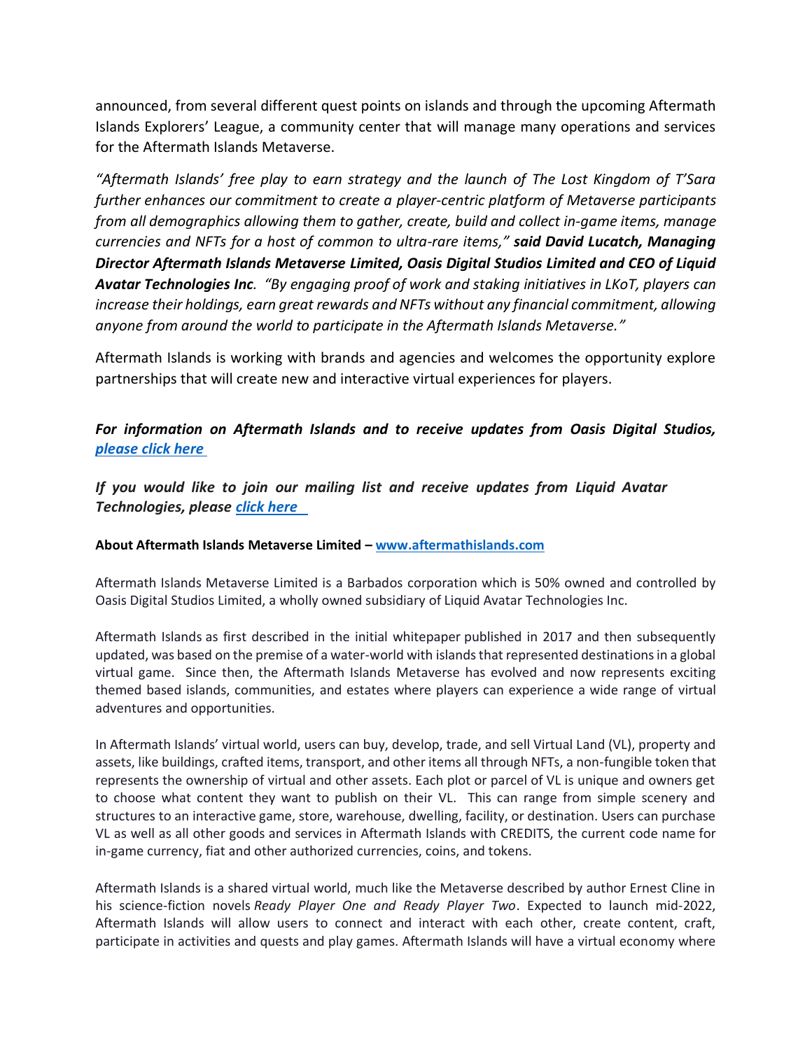announced, from several different quest points on islands and through the upcoming Aftermath Islands Explorers' League, a community center that will manage many operations and services for the Aftermath Islands Metaverse.

*"Aftermath Islands' free play to earn strategy and the launch of The Lost Kingdom of T'Sara further enhances our commitment to create a player-centric platform of Metaverse participants from all demographics allowing them to gather, create, build and collect in-game items, manage currencies and NFTs for a host of common to ultra-rare items," **said David Lucatch, Managing Director Aftermath Islands Metaverse Limited, Oasis Digital Studios Limited and CEO of Liquid Avatar Technologies Inc**. "By engaging proof of work and staking initiatives in LKoT, players can increase their holdings, earn great rewards and NFTs without any financial commitment, allowing anyone from around the world to participate in the Aftermath Islands Metaverse."*

Aftermath Islands is working with brands and agencies and welcomes the opportunity explore partnerships that will create new and interactive virtual experiences for players.

***For information on Aftermath Islands and to receive updates from Oasis Digital Studios, please click here***

***If you would like to join our mailing list and receive updates from Liquid Avatar Technologies, please click here***

**About Aftermath Islands Metaverse Limited – www.aftermathislands.com**

Aftermath Islands Metaverse Limited is a Barbados corporation which is 50% owned and controlled by Oasis Digital Studios Limited, a wholly owned subsidiary of Liquid Avatar Technologies Inc.

Aftermath Islands as first described in the initial whitepaper published in 2017 and then subsequently updated, was based on the premise of a water-world with islands that represented destinations in a global virtual game. Since then, the Aftermath Islands Metaverse has evolved and now represents exciting themed based islands, communities, and estates where players can experience a wide range of virtual adventures and opportunities.

In Aftermath Islands' virtual world, users can buy, develop, trade, and sell Virtual Land (VL), property and assets, like buildings, crafted items, transport, and other items all through NFTs, a non-fungible token that represents the ownership of virtual and other assets. Each plot or parcel of VL is unique and owners get to choose what content they want to publish on their VL. This can range from simple scenery and structures to an interactive game, store, warehouse, dwelling, facility, or destination. Users can purchase VL as well as all other goods and services in Aftermath Islands with CREDITS, the current code name for in-game currency, fiat and other authorized currencies, coins, and tokens.

Aftermath Islands is a shared virtual world, much like the Metaverse described by author Ernest Cline in his science-fiction novels *Ready Player One and Ready Player Two*. Expected to launch mid-2022, Aftermath Islands will allow users to connect and interact with each other, create content, craft, participate in activities and quests and play games. Aftermath Islands will have a virtual economy where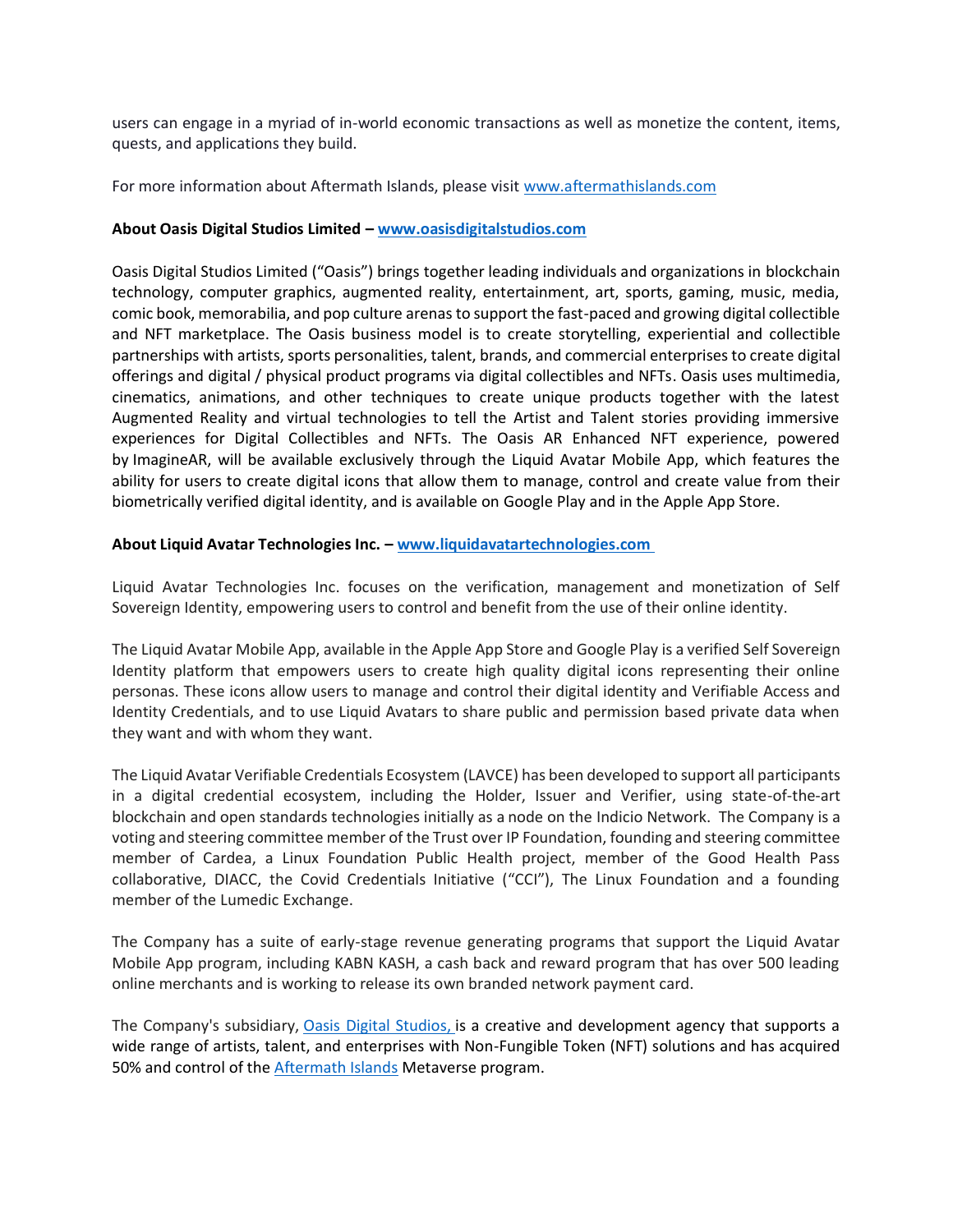users can engage in a myriad of in-world economic transactions as well as monetize the content, items, quests, and applications they build.

For more information about Aftermath Islands, please visit [www.aftermathislands.com](http://www.aftermathislands.com)

**About Oasis Digital Studios Limited – [www.oasisdigitalstudios.com](http://www.oasisdigitalstudios.com)**

Oasis Digital Studios Limited ("Oasis") brings together leading individuals and organizations in blockchain technology, computer graphics, augmented reality, entertainment, art, sports, gaming, music, media, comic book, memorabilia, and pop culture arenas to support the fast-paced and growing digital collectible and NFT marketplace. The Oasis business model is to create storytelling, experiential and collectible partnerships with artists, sports personalities, talent, brands, and commercial enterprises to create digital offerings and digital / physical product programs via digital collectibles and NFTs. Oasis uses multimedia, cinematics, animations, and other techniques to create unique products together with the latest Augmented Reality and virtual technologies to tell the Artist and Talent stories providing immersive experiences for Digital Collectibles and NFTs. The Oasis AR Enhanced NFT experience, powered by ImagineAR, will be available exclusively through the Liquid Avatar Mobile App, which features the ability for users to create digital icons that allow them to manage, control and create value from their biometrically verified digital identity, and is available on Google Play and in the Apple App Store.

**About Liquid Avatar Technologies Inc. – [www.liquidavatartechnologies.com](http://www.liquidavatartechnologies.com)**

Liquid Avatar Technologies Inc. focuses on the verification, management and monetization of Self Sovereign Identity, empowering users to control and benefit from the use of their online identity.

The Liquid Avatar Mobile App, available in the Apple App Store and Google Play is a verified Self Sovereign Identity platform that empowers users to create high quality digital icons representing their online personas. These icons allow users to manage and control their digital identity and Verifiable Access and Identity Credentials, and to use Liquid Avatars to share public and permission based private data when they want and with whom they want.

The Liquid Avatar Verifiable Credentials Ecosystem (LAVCE) has been developed to support all participants in a digital credential ecosystem, including the Holder, Issuer and Verifier, using state-of-the-art blockchain and open standards technologies initially as a node on the Indicio Network. The Company is a voting and steering committee member of the Trust over IP Foundation, founding and steering committee member of Cardea, a Linux Foundation Public Health project, member of the Good Health Pass collaborative, DIACC, the Covid Credentials Initiative ("CCI"), The Linux Foundation and a founding member of the Lumedic Exchange.

The Company has a suite of early-stage revenue generating programs that support the Liquid Avatar Mobile App program, including KABN KASH, a cash back and reward program that has over 500 leading online merchants and is working to release its own branded network payment card.

The Company's subsidiary, Oasis Digital Studios, is a creative and development agency that supports a wide range of artists, talent, and enterprises with Non-Fungible Token (NFT) solutions and has acquired 50% and control of the Aftermath Islands Metaverse program.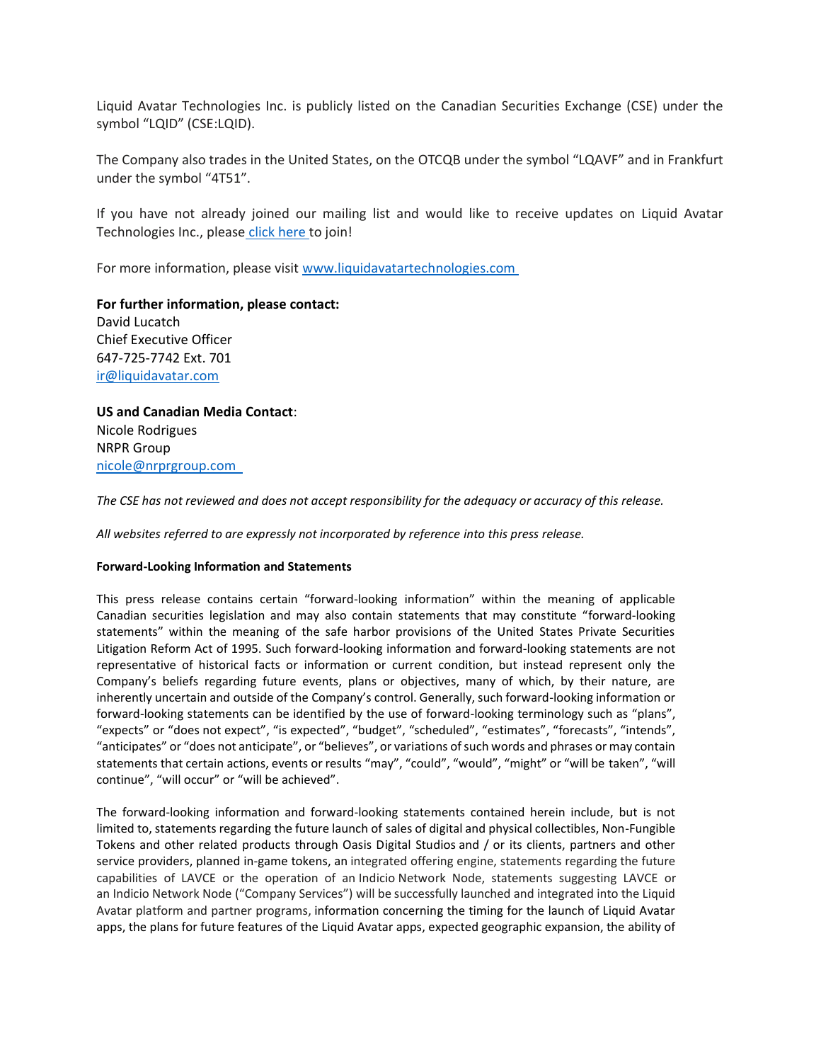Liquid Avatar Technologies Inc. is publicly listed on the Canadian Securities Exchange (CSE) under the symbol "LQID" (CSE:LQID).

The Company also trades in the United States, on the OTCQB under the symbol "LQAVF" and in Frankfurt under the symbol "4T51".

If you have not already joined our mailing list and would like to receive updates on Liquid Avatar Technologies Inc., please [click here](#) to join!

For more information, please visit [www.liquidavatartechnologies.com](http://www.liquidavatartechnologies.com)

**For further information, please contact:**
David Lucatch
Chief Executive Officer
647-725-7742 Ext. 701
[ir@liquidavatar.com](mailto:ir@liquidavatar.com)

**US and Canadian Media Contact**:
Nicole Rodrigues
NRPR Group
[nicole@nrprgroup.com](mailto:nicole@nrprgroup.com)

*The CSE has not reviewed and does not accept responsibility for the adequacy or accuracy of this release.*

*All websites referred to are expressly not incorporated by reference into this press release.*

**Forward-Looking Information and Statements**

This press release contains certain "forward-looking information" within the meaning of applicable Canadian securities legislation and may also contain statements that may constitute "forward-looking statements" within the meaning of the safe harbor provisions of the United States Private Securities Litigation Reform Act of 1995. Such forward-looking information and forward-looking statements are not representative of historical facts or information or current condition, but instead represent only the Company's beliefs regarding future events, plans or objectives, many of which, by their nature, are inherently uncertain and outside of the Company's control. Generally, such forward-looking information or forward-looking statements can be identified by the use of forward-looking terminology such as "plans", "expects" or "does not expect", "is expected", "budget", "scheduled", "estimates", "forecasts", "intends", "anticipates" or "does not anticipate", or "believes", or variations of such words and phrases or may contain statements that certain actions, events or results "may", "could", "would", "might" or "will be taken", "will continue", "will occur" or "will be achieved".

The forward-looking information and forward-looking statements contained herein include, but is not limited to, statements regarding the future launch of sales of digital and physical collectibles, Non-Fungible Tokens and other related products through Oasis Digital Studios and / or its clients, partners and other service providers, planned in-game tokens, an integrated offering engine, statements regarding the future capabilities of LAVCE or the operation of an Indicio Network Node, statements suggesting LAVCE or an Indicio Network Node ("Company Services") will be successfully launched and integrated into the Liquid Avatar platform and partner programs, information concerning the timing for the launch of Liquid Avatar apps, the plans for future features of the Liquid Avatar apps, expected geographic expansion, the ability of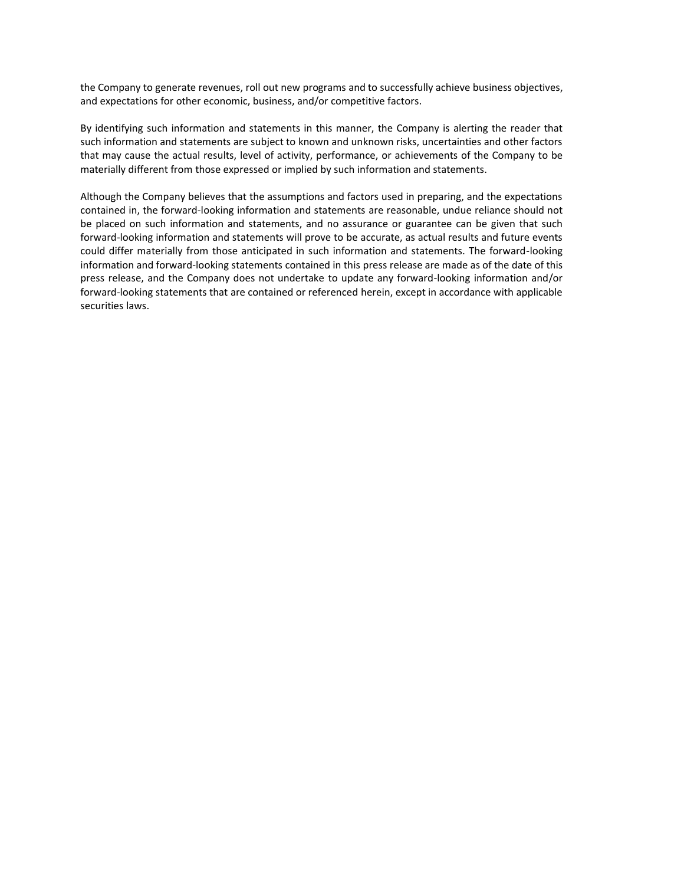the Company to generate revenues, roll out new programs and to successfully achieve business objectives, and expectations for other economic, business, and/or competitive factors.

By identifying such information and statements in this manner, the Company is alerting the reader that such information and statements are subject to known and unknown risks, uncertainties and other factors that may cause the actual results, level of activity, performance, or achievements of the Company to be materially different from those expressed or implied by such information and statements.

Although the Company believes that the assumptions and factors used in preparing, and the expectations contained in, the forward-looking information and statements are reasonable, undue reliance should not be placed on such information and statements, and no assurance or guarantee can be given that such forward-looking information and statements will prove to be accurate, as actual results and future events could differ materially from those anticipated in such information and statements. The forward-looking information and forward-looking statements contained in this press release are made as of the date of this press release, and the Company does not undertake to update any forward-looking information and/or forward-looking statements that are contained or referenced herein, except in accordance with applicable securities laws.